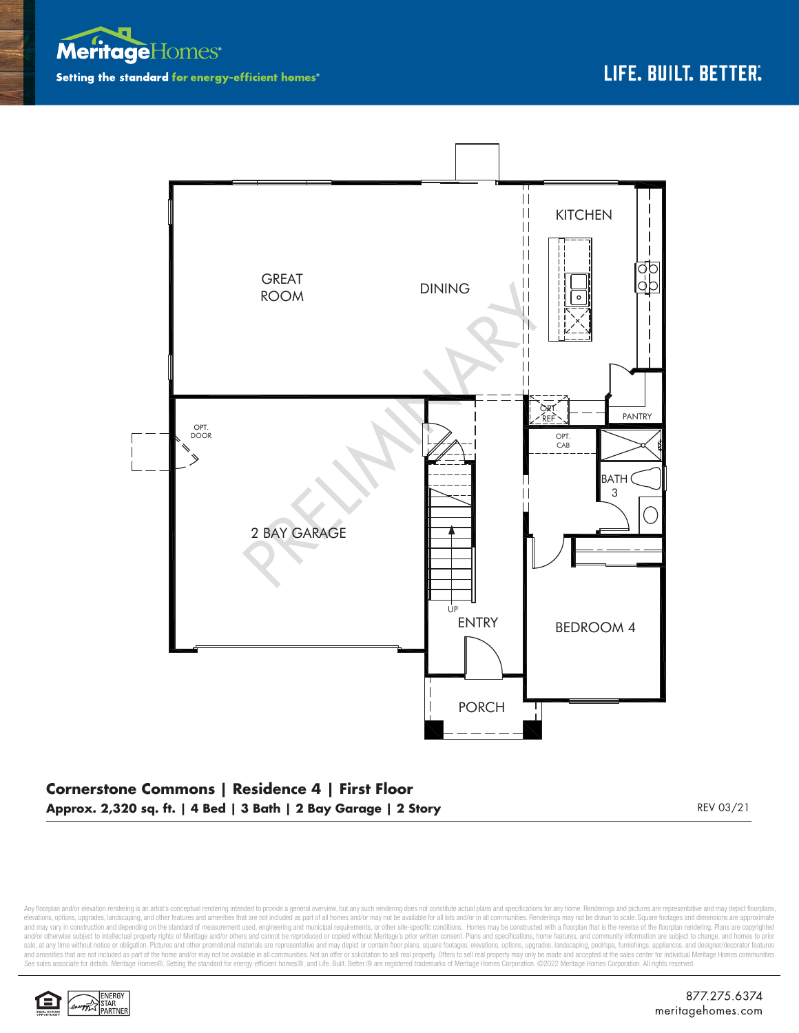**MeritageHomes**

**Setting the standard for energy-efficient homes®**

**LIFE. BUILT. BETTER.**

GREAT ROOM

DINING

KITCHEN

PANTRY

OPT. REF

OPT. CAB

BATH 3

OPT. DOOR

2 BAY GARAGE

UP

ENTRY

BEDROOM 4

PORCH

PRELIMINARY

## Cornerstone Commons | Residence 4 | First Floor

**Approx. 2,320 sq. ft. | 4 Bed | 3 Bath | 2 Bay Garage | 2 Story**

REV 03/21

Any floorplan and/or elevation rendering is an artist's conceptual rendering intended to provide a general overview, but any such rendering does not constitute actual plans and specifications for any home. Renderings and pictures are representative and may depict floorplans, elevations, options, upgrades, landscaping, and other features and amenities that are not included as part of all homes and/or may not be available for all lots and/or in all communities. Renderings may not be drawn to scale. Square footages and dimensions are approximate and may vary in construction and depending on the standard of measurement used, engineering and municipal requirements, or other site-specific conditions. Homes may be constructed with a floorplan that is the reverse of the floorplan rendering. Plans are copyrighted and/or otherwise subject to intellectual property rights of Meritage and/or others and cannot be reproduced or copied without Meritage's prior written consent. Plans and specifications, home features, and community information are subject to change, and homes to prior sale, at any time without notice or obligation. Pictures and other promotional materials are representative and may depict or contain floor plans, square footages, elevations, options, upgrades, landscaping, pool/spa, furnishings, appliances, and designer/decorator features and amenities that are not included as part of the home and/or may not be available in all communities. Not an offer or solicitation to sell real property. Offers to sell real property may only be made and accepted at the sales center for individual Meritage Homes communities. See sales associate for details. Meritage Homes®, Setting the standard for energy-efficient homes®, and Life. Built. Better.® are registered trademarks of Meritage Homes Corporation. ©2022 Meritage Homes Corporation. All rights reserved.

ENERGY STAR PARTNER

877.275.6374
meritagehomes.com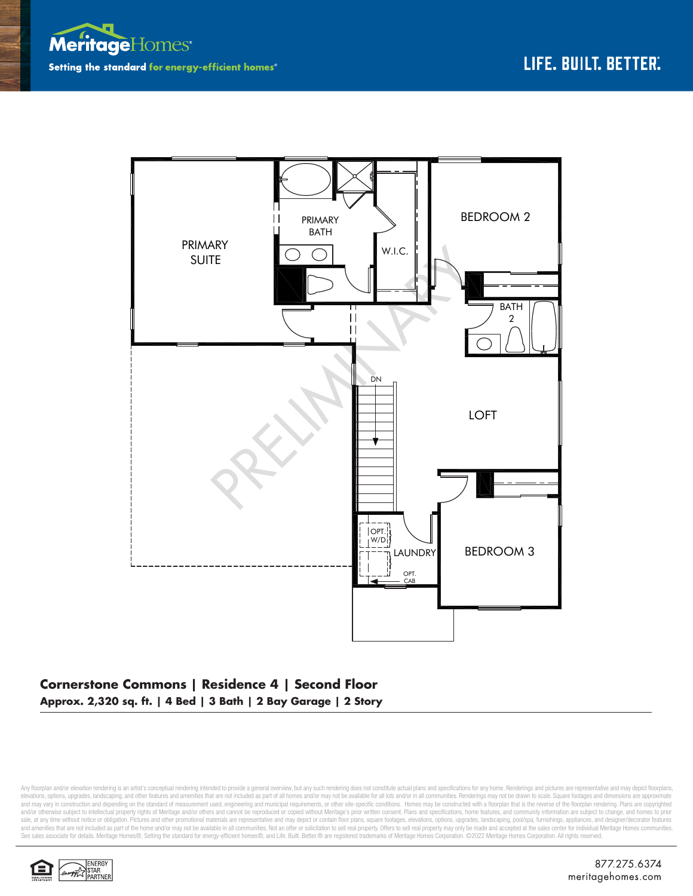MeritageHomes®

Setting the standard for energy-efficient homes®

LIFE. BUILT. BETTER.®

PRIMARY SUITE

PRIMARY BATH

W.I.C.

BEDROOM 2

BATH 2

LOFT

DN

OPT. W/D

LAUNDRY

OPT. CAB

BEDROOM 3

PRELIMINARY

## Cornerstone Commons | Residence 4 | Second Floor

**Approx. 2,320 sq. ft. | 4 Bed | 3 Bath | 2 Bay Garage | 2 Story**

Any floorplan and/or elevation rendering is an artist's conceptual rendering intended to provide a general overview, but any such rendering does not constitute actual plans and specifications for any home. Renderings and pictures are representative and may depict floorplans, elevations, options, upgrades, landscaping, and other features and amenities that are not included as part of all homes and/or may not be available for all lots and/or in all communities. Renderings may not be drawn to scale. Square footages and dimensions are approximate and may vary in construction and depending on the standard of measurement used, engineering and municipal requirements, or other site-specific conditions. Homes may be constructed with a floorplan that is the reverse of the floorplan rendering. Plans are copyrighted and/or otherwise subject to intellectual property rights of Meritage and/or others and cannot be reproduced or copied without Meritage's prior written consent. Plans and specifications, home features, and community information are subject to change, and homes to prior sale, at any time without notice or obligation. Pictures and other promotional materials are representative and may depict or contain floor plans, square footages, elevations, options, upgrades, landscaping, pool/spa, furnishings, appliances, and designer/decorator features and amenities that are not included as part of the home and/or may not be available in all communities. Not an offer or solicitation to sell real property. Offers to sell real property may only be made and accepted at the sales center for individual Meritage Homes communities. See sales associate for details. Meritage Homes®, Setting the standard for energy-efficient homes®, and Life. Built. Better.® are registered trademarks of Meritage Homes Corporation. ©2022 Meritage Homes Corporation. All rights reserved.

ENERGY STAR PARTNER

877.275.6374
meritagehomes.com